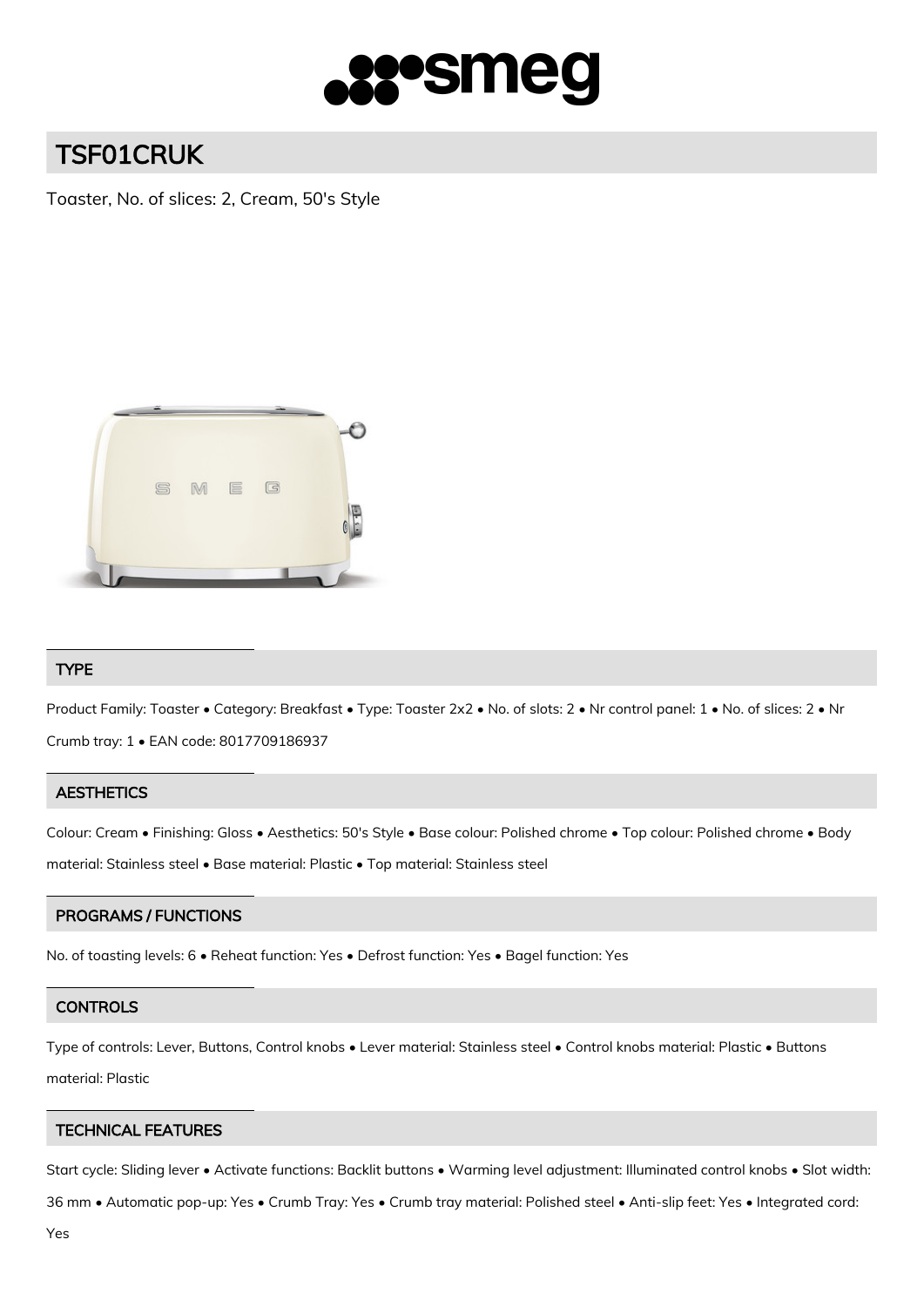# TSF01CRUK

Toaster, No. of slices: 2, Cream, 50's Style

## TYPE

Product Family: Toaster • Category: Breakfast • Type: Toaster 2x2 • No. of slots: 2 • Nr control panel: 1 • No. of slices: 2 • Nr Crumb tray: 1 • EAN code: 8017709186937

## AESTHETICS

Colour: Cream • Finishing: Gloss • Aesthetics: 50's Style • Base colour: Polished chrome • Top colour: Polished chrome • Body material: Stainless steel • Base material: Plastic • Top material: Stainless steel

## PROGRAMS / FUNCTIONS

No. of toasting levels: 6 • Reheat function: Yes • Defrost function: Yes • Bagel function: Yes

## CONTROLS

Type of controls: Lever, Buttons, Control knobs • Lever material: Stainless steel • Control knobs material: Plastic • Buttons material: Plastic

## TECHNICAL FEATURES

Start cycle: Sliding lever • Activate functions: Backlit buttons • Warming level adjustment: Illuminated control knobs • Slot width: 36 mm • Automatic pop-up: Yes • Crumb Tray: Yes • Crumb tray material: Polished steel • Anti-slip feet: Yes • Integrated cord: Yes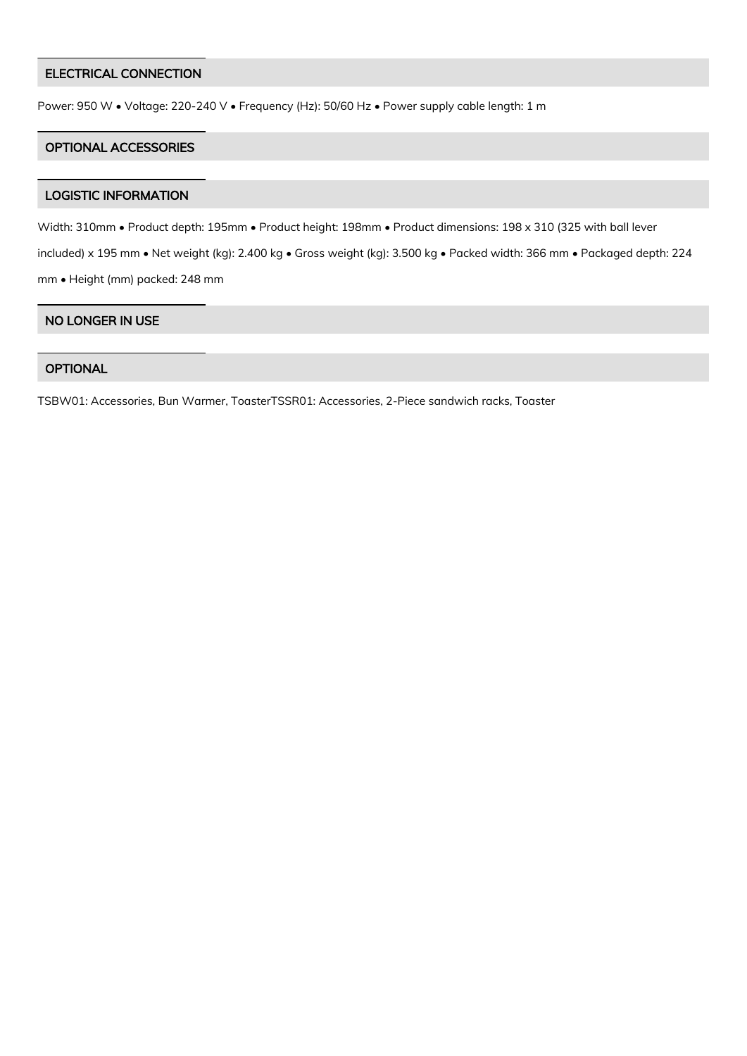## ELECTRICAL CONNECTION

Power: 950 W • Voltage: 220-240 V • Frequency (Hz): 50/60 Hz • Power supply cable length: 1 m

## OPTIONAL ACCESSORIES

## LOGISTIC INFORMATION

Width: 310mm • Product depth: 195mm • Product height: 198mm • Product dimensions: 198 x 310 (325 with ball lever included) x 195 mm • Net weight (kg): 2.400 kg • Gross weight (kg): 3.500 kg • Packed width: 366 mm • Packaged depth: 224 mm • Height (mm) packed: 248 mm

## NO LONGER IN USE

## OPTIONAL

TSBW01: Accessories, Bun Warmer, ToasterTSSR01: Accessories, 2-Piece sandwich racks, Toaster